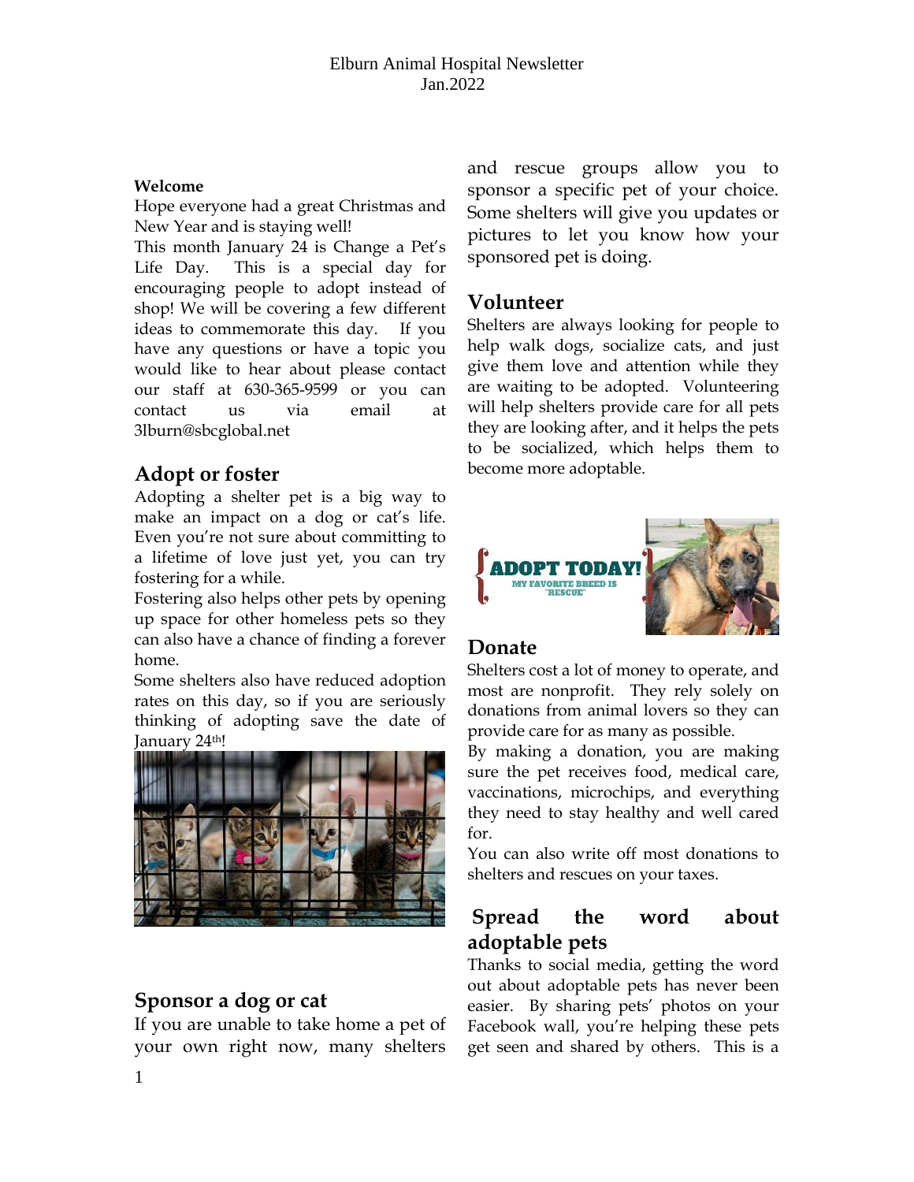Elburn Animal Hospital Newsletter
Jan.2022

**Welcome**

Hope everyone had a great Christmas and New Year and is staying well!

This month January 24 is Change a Pet's Life Day. This is a special day for encouraging people to adopt instead of shop! We will be covering a few different ideas to commemorate this day. If you have any questions or have a topic you would like to hear about please contact our staff at 630-365-9599 or you can contact us via email at 3lburn@sbcglobal.net

## Adopt or foster

Adopting a shelter pet is a big way to make an impact on a dog or cat's life. Even you're not sure about committing to a lifetime of love just yet, you can try fostering for a while.

Fostering also helps other pets by opening up space for other homeless pets so they can also have a chance of finding a forever home.

Some shelters also have reduced adoption rates on this day, so if you are seriously thinking of adopting save the date of January 24th!

## Sponsor a dog or cat

If you are unable to take home a pet of your own right now, many shelters and rescue groups allow you to sponsor a specific pet of your choice. Some shelters will give you updates or pictures to let you know how your sponsored pet is doing.

## Volunteer

Shelters are always looking for people to help walk dogs, socialize cats, and just give them love and attention while they are waiting to be adopted. Volunteering will help shelters provide care for all pets they are looking after, and it helps the pets to be socialized, which helps them to become more adoptable.

## Donate

Shelters cost a lot of money to operate, and most are nonprofit. They rely solely on donations from animal lovers so they can provide care for as many as possible.

By making a donation, you are making sure the pet receives food, medical care, vaccinations, microchips, and everything they need to stay healthy and well cared for.

You can also write off most donations to shelters and rescues on your taxes.

## Spread the word about adoptable pets

Thanks to social media, getting the word out about adoptable pets has never been easier. By sharing pets' photos on your Facebook wall, you're helping these pets get seen and shared by others. This is a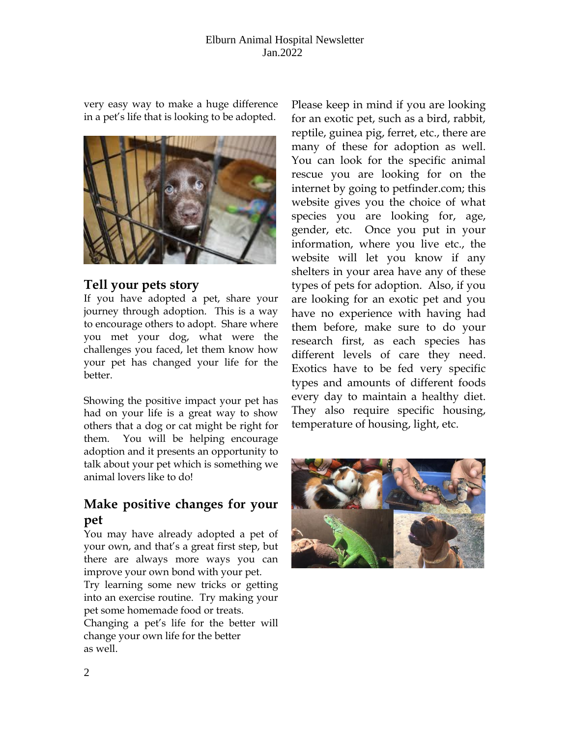very easy way to make a huge difference in a pet's life that is looking to be adopted.

## Tell your pets story

If you have adopted a pet, share your journey through adoption. This is a way to encourage others to adopt. Share where you met your dog, what were the challenges you faced, let them know how your pet has changed your life for the better.

Showing the positive impact your pet has had on your life is a great way to show others that a dog or cat might be right for them. You will be helping encourage adoption and it presents an opportunity to talk about your pet which is something we animal lovers like to do!

## Make positive changes for your pet

You may have already adopted a pet of your own, and that's a great first step, but there are always more ways you can improve your own bond with your pet.
Try learning some new tricks or getting into an exercise routine. Try making your pet some homemade food or treats.
Changing a pet's life for the better will change your own life for the better as well.

Please keep in mind if you are looking for an exotic pet, such as a bird, rabbit, reptile, guinea pig, ferret, etc., there are many of these for adoption as well. You can look for the specific animal rescue you are looking for on the internet by going to petfinder.com; this website gives you the choice of what species you are looking for, age, gender, etc. Once you put in your information, where you live etc., the website will let you know if any shelters in your area have any of these types of pets for adoption. Also, if you are looking for an exotic pet and you have no experience with having had them before, make sure to do your research first, as each species has different levels of care they need. Exotics have to be fed very specific types and amounts of different foods every day to maintain a healthy diet. They also require specific housing, temperature of housing, light, etc.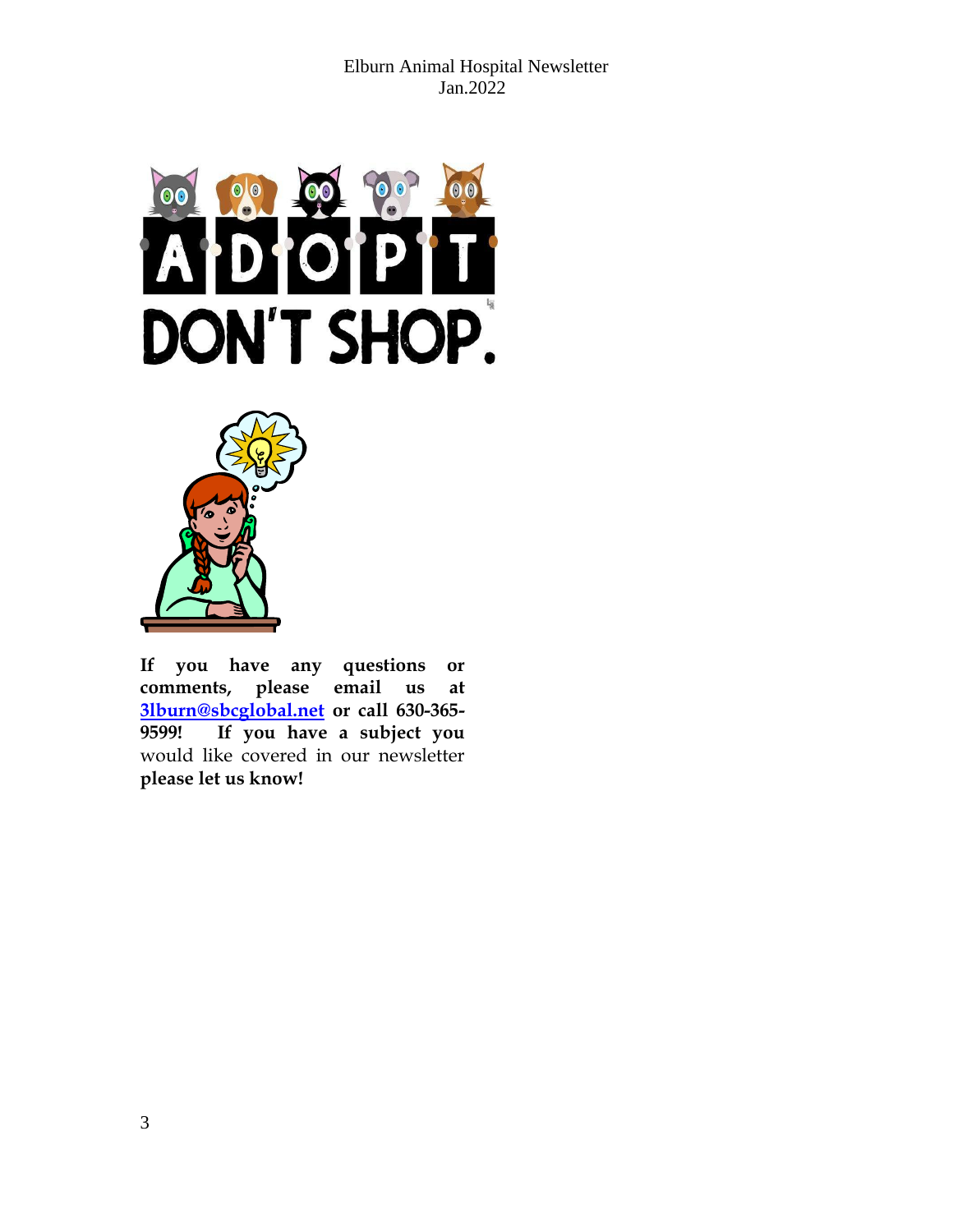**If you have any questions or comments, please email us at [3lburn@sbcglobal.net](mailto:3lburn@sbcglobal.net) or call 630-365-9599! If you have a subject you** would like covered in our newsletter **please let us know!**